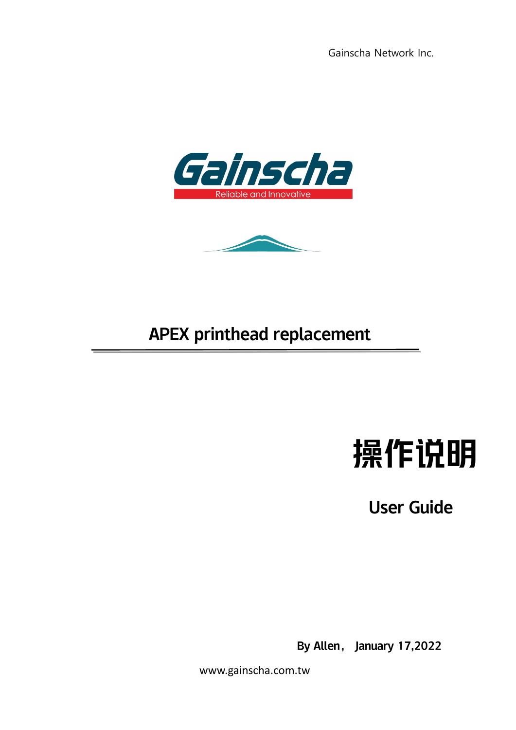Gainscha Network Inc.

Gainscha

Reliable and Innovative

# APEX printhead replacement

# 操作说明

## User Guide

**By Allen， January 17,2022**

www.gainscha.com.tw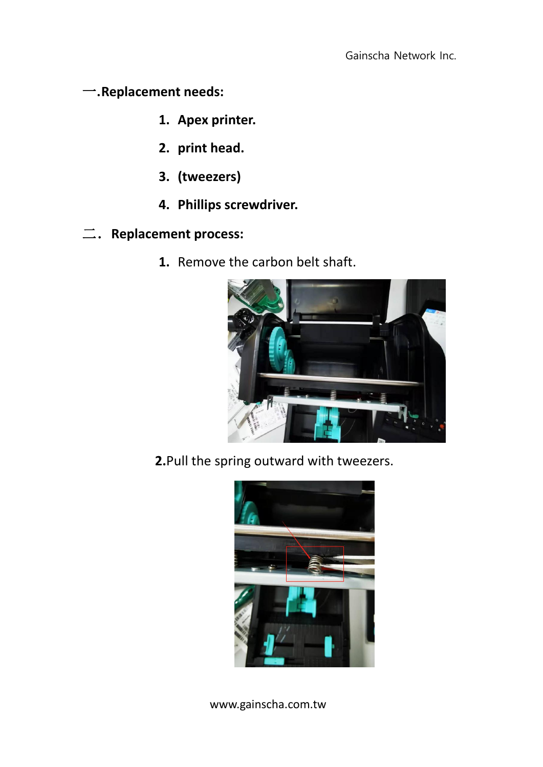## 一.Replacement needs:

1. **Apex printer.**
2. **print head.**
3. **(tweezers)**
4. **Phillips screwdriver.**

## 二. Replacement process:

1. Remove the carbon belt shaft.

**2.** Pull the spring outward with tweezers.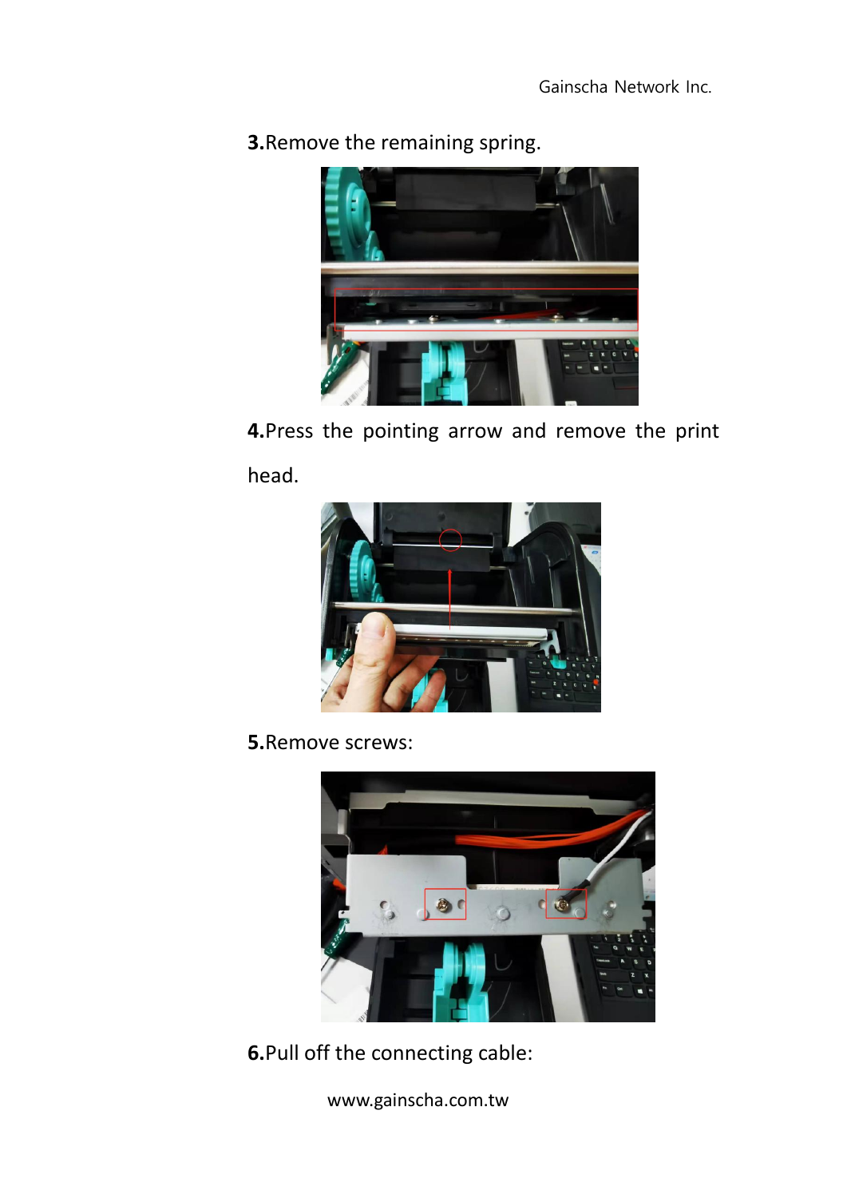**3.**Remove the remaining spring.

**4.**Press the pointing arrow and remove the print head.

**5.**Remove screws:

**6.**Pull off the connecting cable: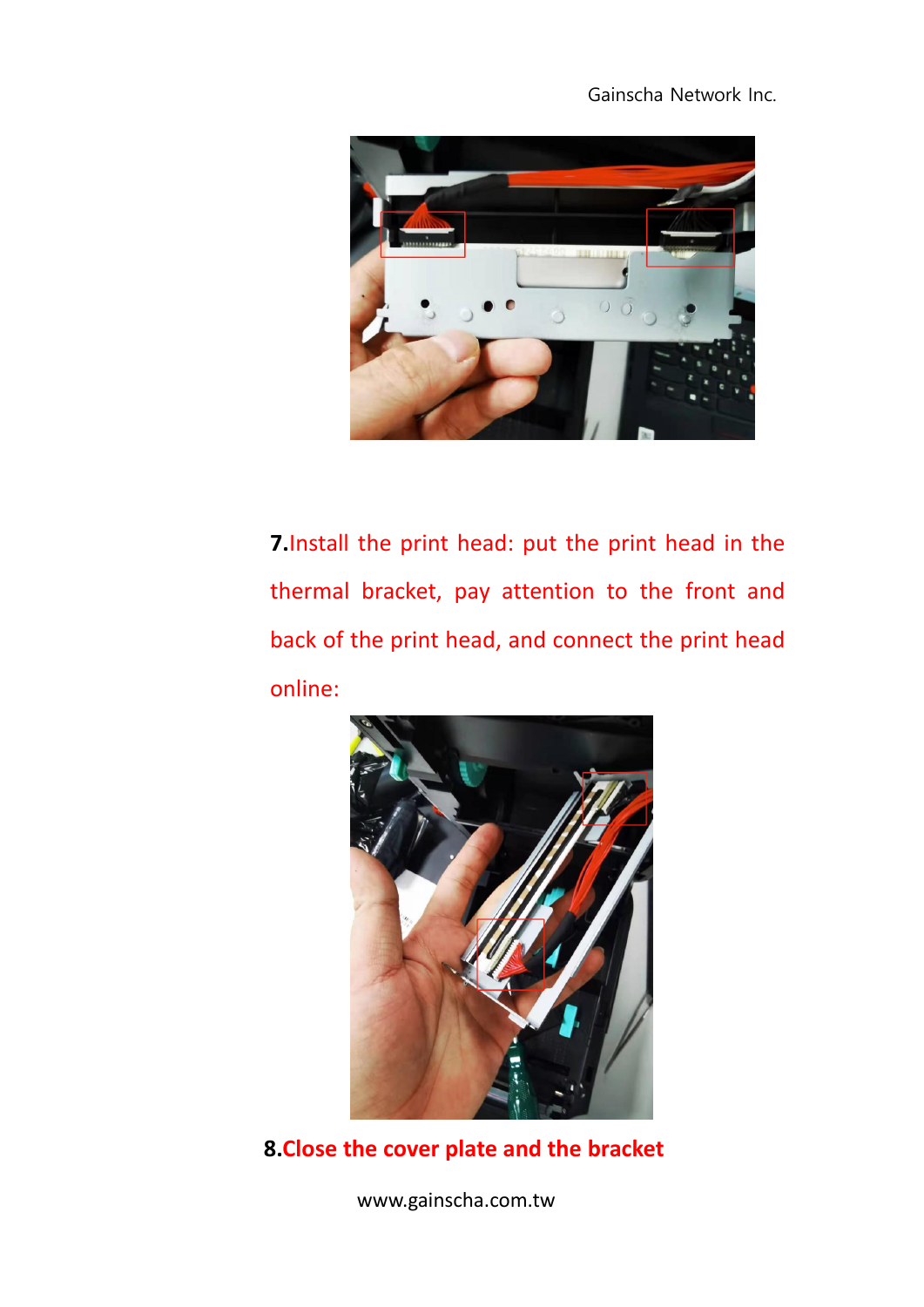**7.**Install the print head: put the print head in the thermal bracket, pay attention to the front and back of the print head, and connect the print head online:

**8.Close the cover plate and the bracket**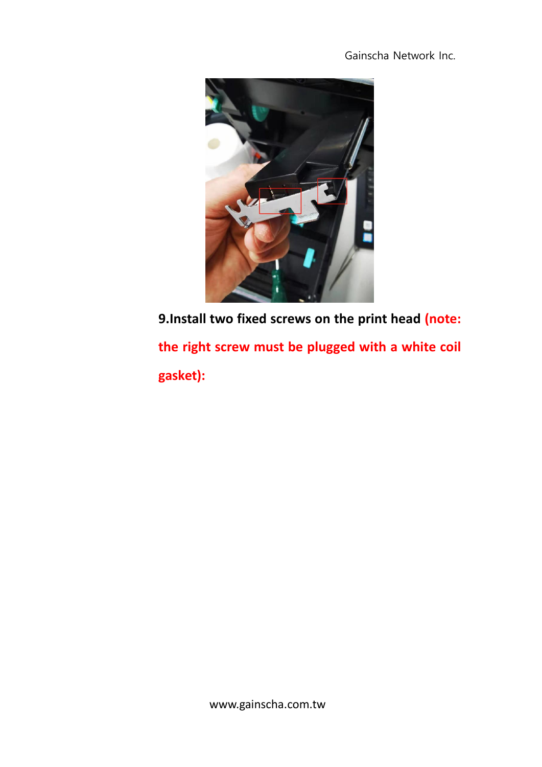**9.Install two fixed screws on the print head (note: the right screw must be plugged with a white coil gasket):**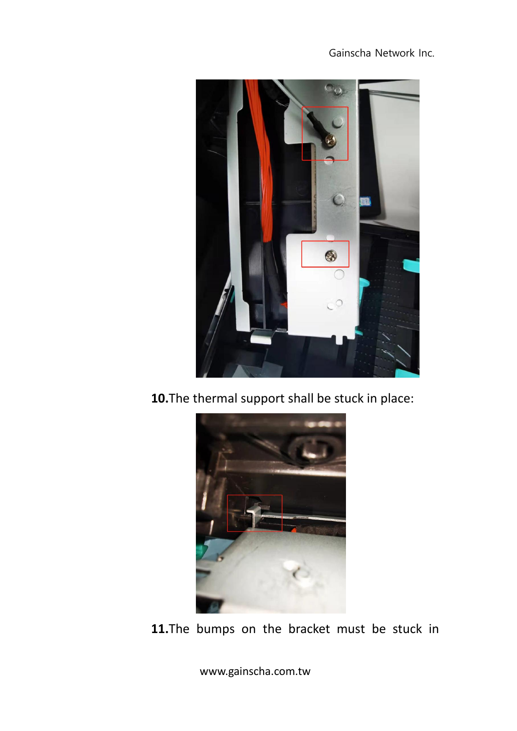**10.** The thermal support shall be stuck in place:

**11.** The bumps on the bracket must be stuck in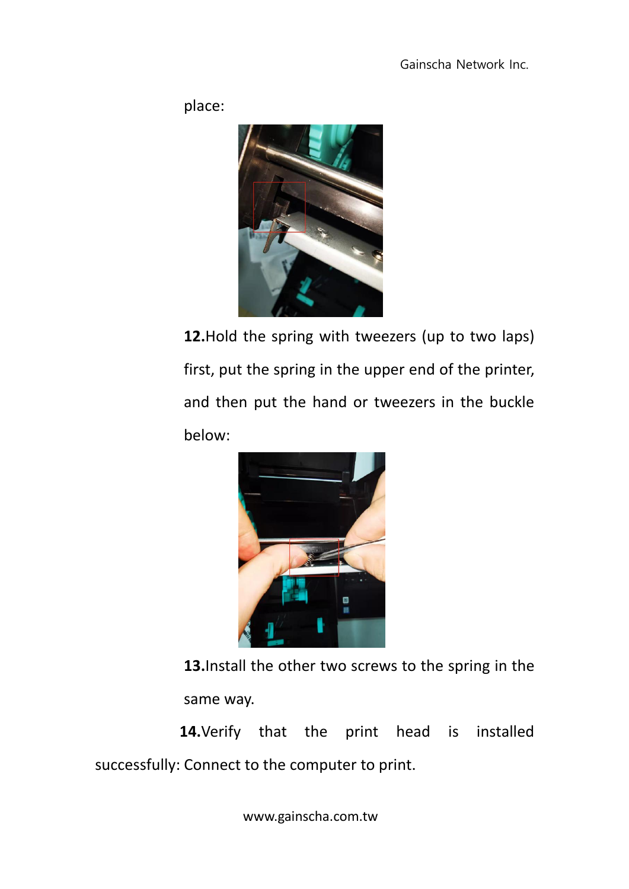place:

**12.**Hold the spring with tweezers (up to two laps) first, put the spring in the upper end of the printer, and then put the hand or tweezers in the buckle below:

**13.**Install the other two screws to the spring in the same way.

**14.**Verify that the print head is installed successfully: Connect to the computer to print.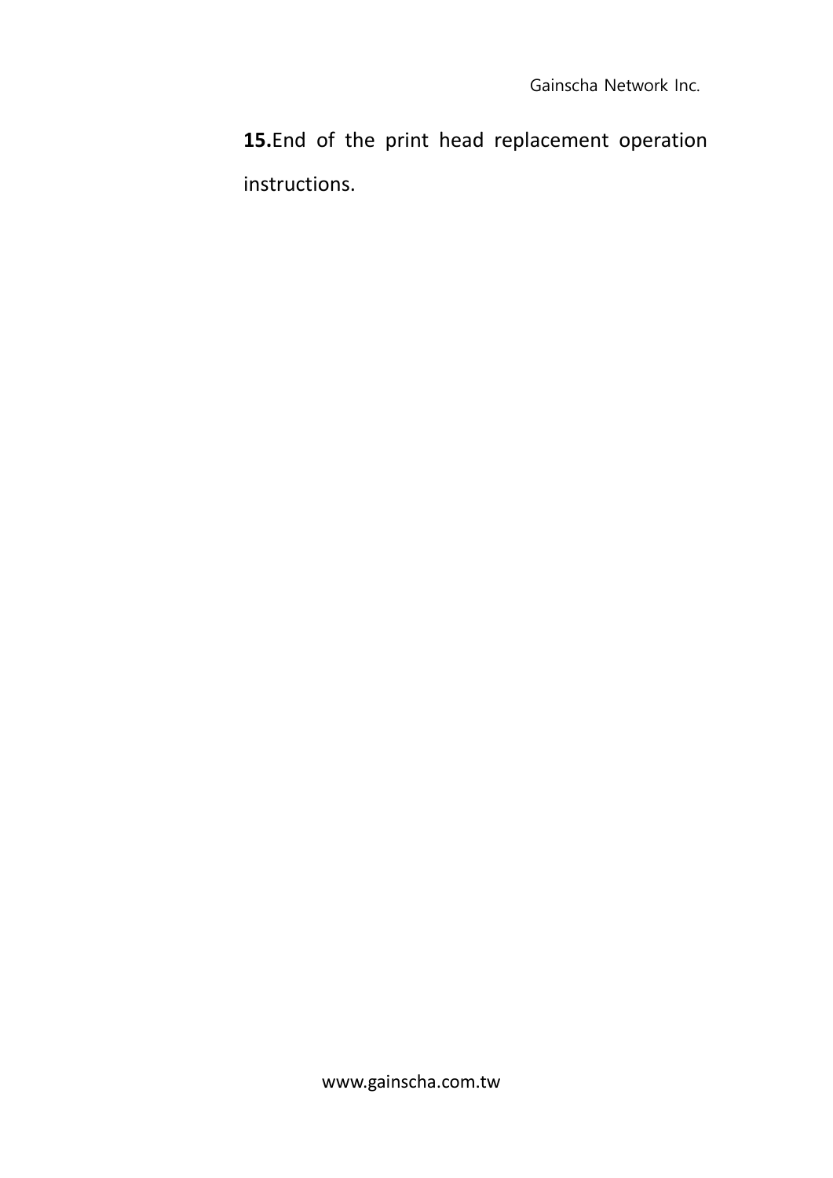**15.**End of the print head replacement operation instructions.